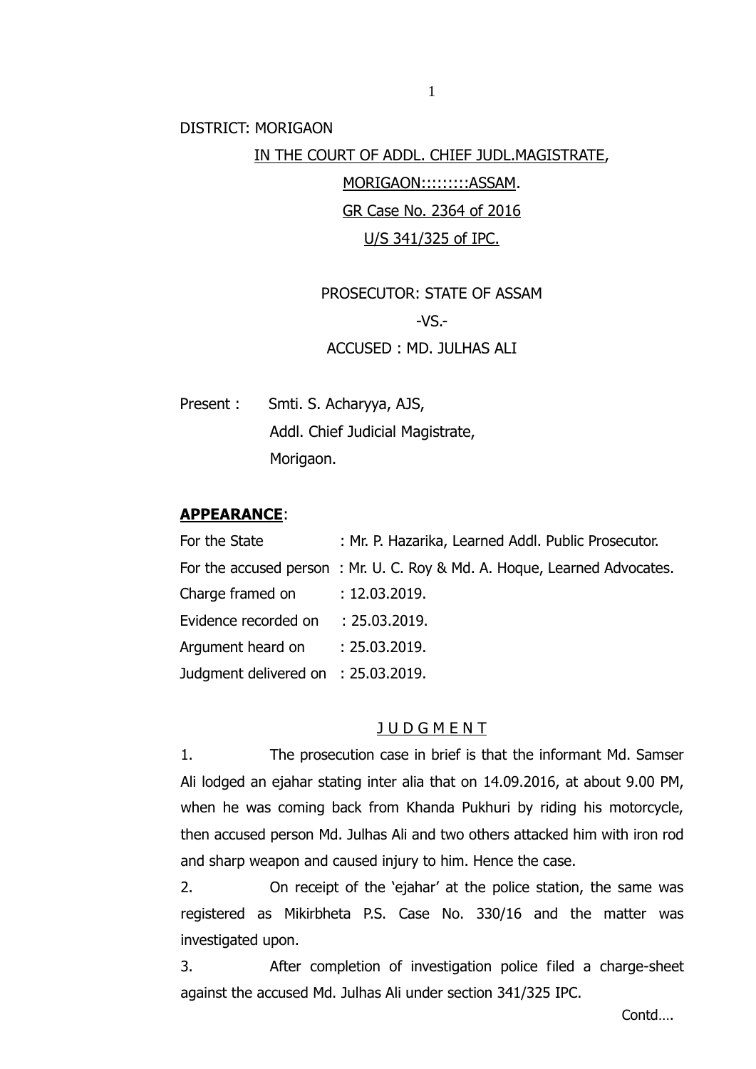DISTRICT: MORIGAON

IN THE COURT OF ADDL. CHIEF JUDL.MAGISTRATE,

MORIGAON::::::::ASSAM.

GR Case No. 2364 of 2016

U/S 341/325 of IPC.

PROSECUTOR: STATE OF ASSAM

-VS.-

ACCUSED : MD. JULHAS ALI

Present : Smti. S. Acharyya, AJS,
Addl. Chief Judicial Magistrate,
Morigaon.

**APPEARANCE**:

| | |
|---|---|
| For the State | : Mr. P. Hazarika, Learned Addl. Public Prosecutor. |
| For the accused person | : Mr. U. C. Roy & Md. A. Hoque, Learned Advocates. |
| Charge framed on | : 12.03.2019. |
| Evidence recorded on | : 25.03.2019. |
| Argument heard on | : 25.03.2019. |
| Judgment delivered on | : 25.03.2019. |

## J U D G M E N T

1. The prosecution case in brief is that the informant Md. Samser Ali lodged an ejahar stating inter alia that on 14.09.2016, at about 9.00 PM, when he was coming back from Khanda Pukhuri by riding his motorcycle, then accused person Md. Julhas Ali and two others attacked him with iron rod and sharp weapon and caused injury to him. Hence the case.

2. On receipt of the 'ejahar' at the police station, the same was registered as Mikirbheta P.S. Case No. 330/16 and the matter was investigated upon.

3. After completion of investigation police filed a charge-sheet against the accused Md. Julhas Ali under section 341/325 IPC.

Contd….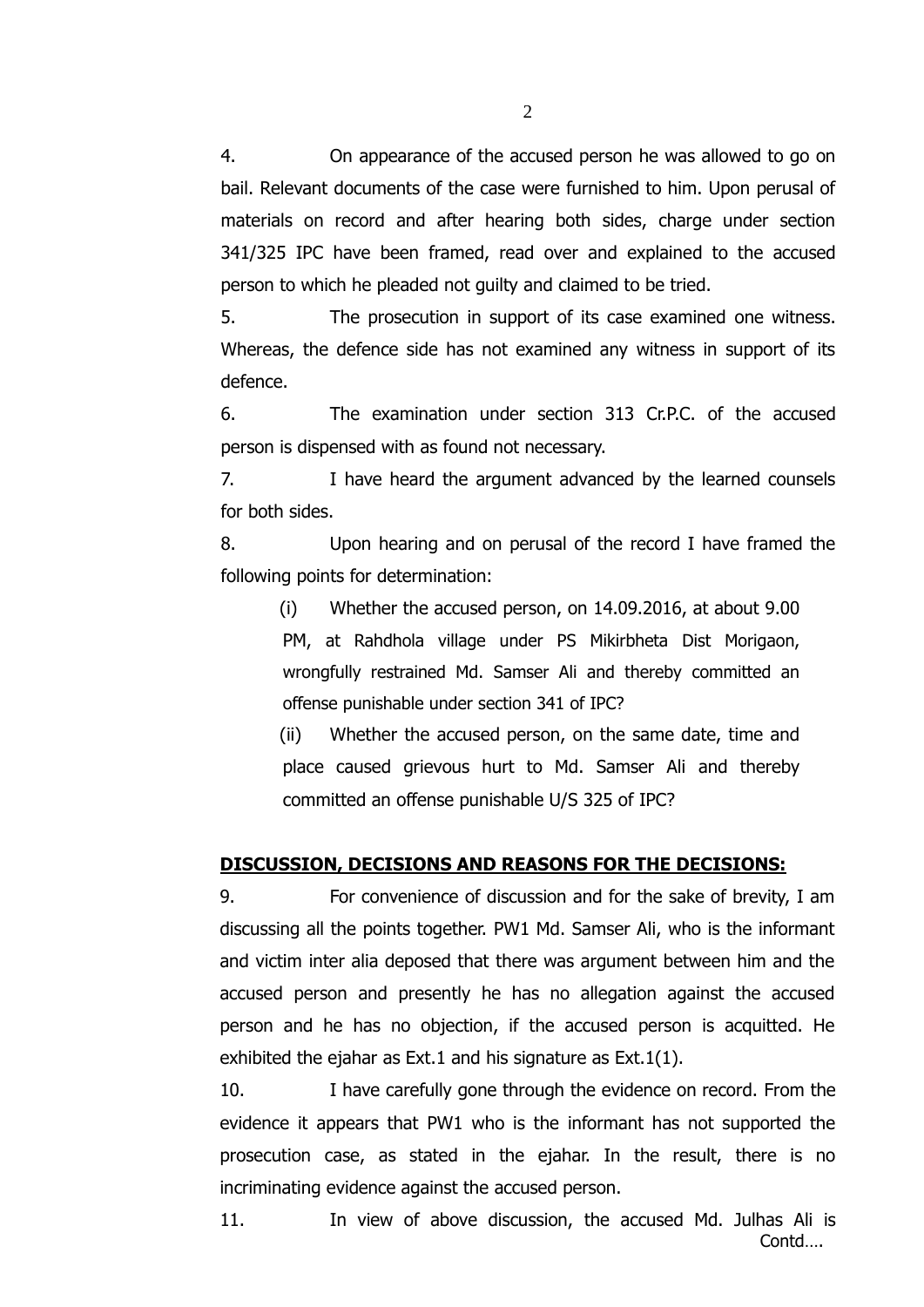4. On appearance of the accused person he was allowed to go on bail. Relevant documents of the case were furnished to him. Upon perusal of materials on record and after hearing both sides, charge under section 341/325 IPC have been framed, read over and explained to the accused person to which he pleaded not guilty and claimed to be tried.

5. The prosecution in support of its case examined one witness. Whereas, the defence side has not examined any witness in support of its defence.

6. The examination under section 313 Cr.P.C. of the accused person is dispensed with as found not necessary.

7. I have heard the argument advanced by the learned counsels for both sides.

8. Upon hearing and on perusal of the record I have framed the following points for determination:

(i) Whether the accused person, on 14.09.2016, at about 9.00 PM, at Rahdhola village under PS Mikirbheta Dist Morigaon, wrongfully restrained Md. Samser Ali and thereby committed an offense punishable under section 341 of IPC?

(ii) Whether the accused person, on the same date, time and place caused grievous hurt to Md. Samser Ali and thereby committed an offense punishable U/S 325 of IPC?

**DISCUSSION, DECISIONS AND REASONS FOR THE DECISIONS:**

9. For convenience of discussion and for the sake of brevity, I am discussing all the points together. PW1 Md. Samser Ali, who is the informant and victim inter alia deposed that there was argument between him and the accused person and presently he has no allegation against the accused person and he has no objection, if the accused person is acquitted. He exhibited the ejahar as Ext.1 and his signature as Ext.1(1).

10. I have carefully gone through the evidence on record. From the evidence it appears that PW1 who is the informant has not supported the prosecution case, as stated in the ejahar. In the result, there is no incriminating evidence against the accused person.

11. In view of above discussion, the accused Md. Julhas Ali is

Contd….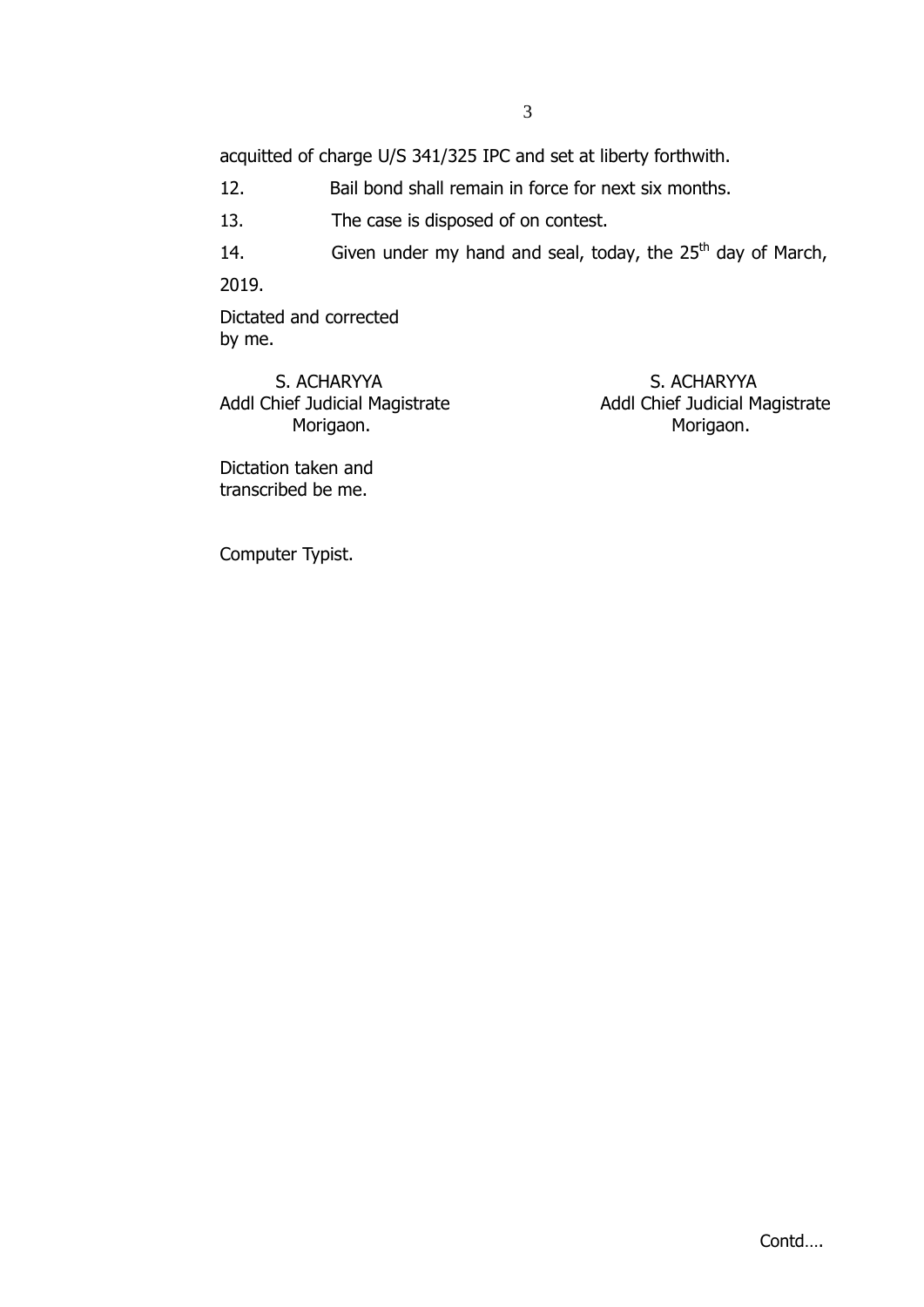acquitted of charge U/S 341/325 IPC and set at liberty forthwith.

12. Bail bond shall remain in force for next six months.

13. The case is disposed of on contest.

14. Given under my hand and seal, today, the 25th day of March, 2019.

Dictated and corrected by me.

S. ACHARYYA
Addl Chief Judicial Magistrate
Morigaon.

S. ACHARYYA
Addl Chief Judicial Magistrate
Morigaon.

Dictation taken and transcribed be me.

Computer Typist.

Contd….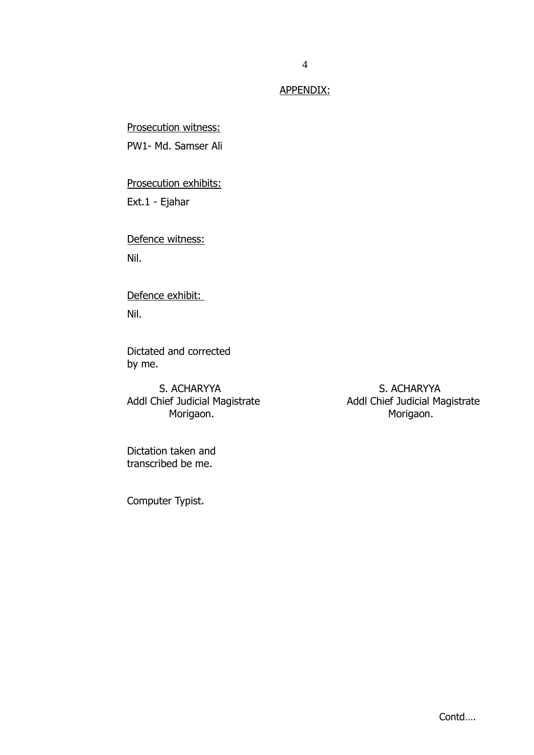## APPENDIX:

Prosecution witness:

PW1- Md. Samser Ali

Prosecution exhibits:

Ext.1 - Ejahar

Defence witness:

Nil.

Defence exhibit:

Nil.

Dictated and corrected
by me.

S. ACHARYYA
Addl Chief Judicial Magistrate
Morigaon.

S. ACHARYYA
Addl Chief Judicial Magistrate
Morigaon.

Dictation taken and
transcribed be me.

Computer Typist.

Contd….